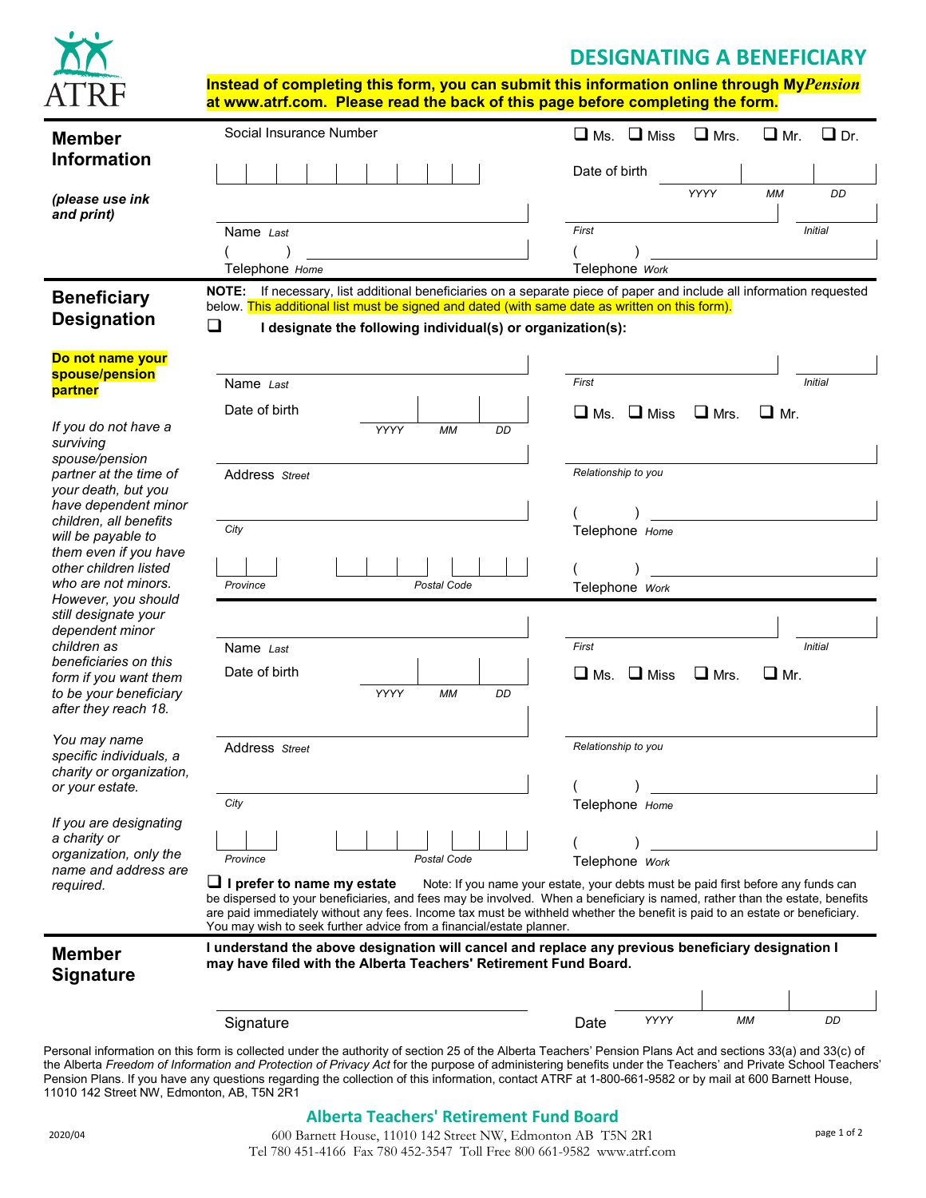ATRF

# DESIGNATING A BENEFICIARY

**Instead of completing this form, you can submit this information online through My*Pension* at www.atrf.com. Please read the back of this page before completing the form.**

## Member Information

*(please use ink and print)*

Social Insurance Number

☐ Ms. ☐ Miss ☐ Mrs. ☐ Mr. ☐ Dr.

Date of birth YYYY MM DD

Name *Last* — *First* — *Initial*

( ) Telephone *Home* — ( ) Telephone *Work*

## Beneficiary Designation

**NOTE:** If necessary, list additional beneficiaries on a separate piece of paper and include all information requested below. This additional list must be signed and dated (with same date as written on this form).

☐ **I designate the following individual(s) or organization(s):**

**Do not name your spouse/pension partner**

*If you do not have a surviving spouse/pension partner at the time of your death, but you have dependent minor children, all benefits will be payable to them even if you have other children listed who are not minors. However, you should still designate your dependent minor children as beneficiaries on this form if you want them to be your beneficiary after they reach 18.*

*You may name specific individuals, a charity or organization, or your estate.*

*If you are designating a charity or organization, only the name and address are required.*

Name *Last* — *First* — *Initial*

Date of birth YYYY MM DD — ☐ Ms. ☐ Miss ☐ Mrs. ☐ Mr.

Address *Street* — *Relationship to you*

*City* — ( ) Telephone *Home*

*Province* — *Postal Code* — ( ) Telephone *Work*

Name *Last* — *First* — *Initial*

Date of birth YYYY MM DD — ☐ Ms. ☐ Miss ☐ Mrs. ☐ Mr.

Address *Street* — *Relationship to you*

*City* — ( ) Telephone *Home*

*Province* — *Postal Code* — ( ) Telephone *Work*

☐ **I prefer to name my estate** Note: If you name your estate, your debts must be paid first before any funds can be dispersed to your beneficiaries, and fees may be involved. When a beneficiary is named, rather than the estate, benefits are paid immediately without any fees. Income tax must be withheld whether the benefit is paid to an estate or beneficiary. You may wish to seek further advice from a financial/estate planner.

## Member Signature

**I understand the above designation will cancel and replace any previous beneficiary designation I may have filed with the Alberta Teachers' Retirement Fund Board.**

Signature — Date YYYY MM DD

Personal information on this form is collected under the authority of section 25 of the Alberta Teachers' Pension Plans Act and sections 33(a) and 33(c) of the Alberta *Freedom of Information and Protection of Privacy Act* for the purpose of administering benefits under the Teachers' and Private School Teachers' Pension Plans. If you have any questions regarding the collection of this information, contact ATRF at 1-800-661-9582 or by mail at 600 Barnett House, 11010 142 Street NW, Edmonton, AB, T5N 2R1

**Alberta Teachers' Retirement Fund Board**
600 Barnett House, 11010 142 Street NW, Edmonton AB T5N 2R1
Tel 780 451-4166 Fax 780 452-3547 Toll Free 800 661-9582 www.atrf.com

2020/04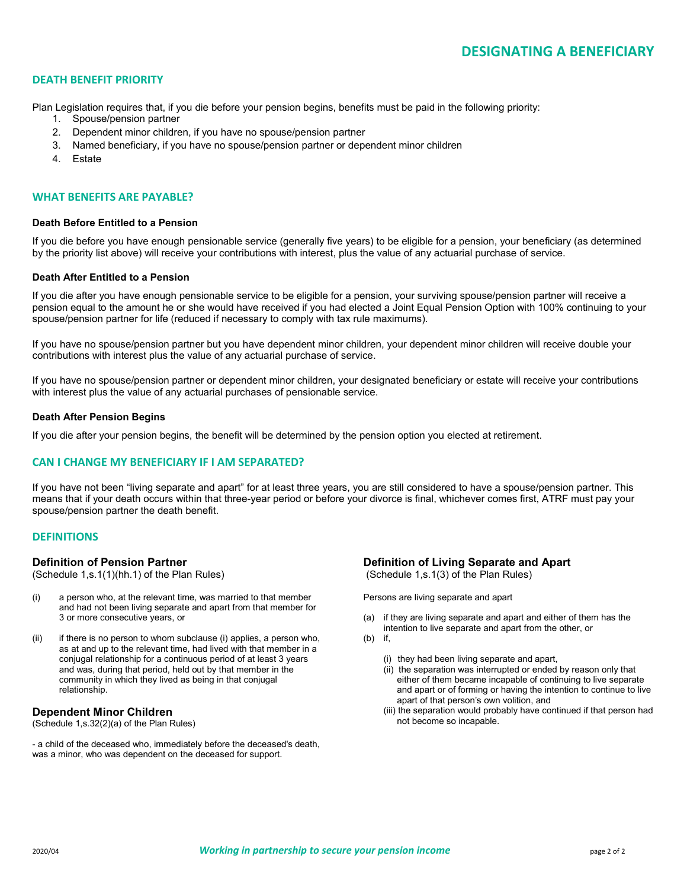# DESIGNATING A BENEFICIARY

## DEATH BENEFIT PRIORITY

Plan Legislation requires that, if you die before your pension begins, benefits must be paid in the following priority:

1. Spouse/pension partner
2. Dependent minor children, if you have no spouse/pension partner
3. Named beneficiary, if you have no spouse/pension partner or dependent minor children
4. Estate

## WHAT BENEFITS ARE PAYABLE?

### Death Before Entitled to a Pension

If you die before you have enough pensionable service (generally five years) to be eligible for a pension, your beneficiary (as determined by the priority list above) will receive your contributions with interest, plus the value of any actuarial purchase of service.

### Death After Entitled to a Pension

If you die after you have enough pensionable service to be eligible for a pension, your surviving spouse/pension partner will receive a pension equal to the amount he or she would have received if you had elected a Joint Equal Pension Option with 100% continuing to your spouse/pension partner for life (reduced if necessary to comply with tax rule maximums).

If you have no spouse/pension partner but you have dependent minor children, your dependent minor children will receive double your contributions with interest plus the value of any actuarial purchase of service.

If you have no spouse/pension partner or dependent minor children, your designated beneficiary or estate will receive your contributions with interest plus the value of any actuarial purchases of pensionable service.

### Death After Pension Begins

If you die after your pension begins, the benefit will be determined by the pension option you elected at retirement.

## CAN I CHANGE MY BENEFICIARY IF I AM SEPARATED?

If you have not been "living separate and apart" for at least three years, you are still considered to have a spouse/pension partner. This means that if your death occurs within that three-year period or before your divorce is final, whichever comes first, ATRF must pay your spouse/pension partner the death benefit.

## DEFINITIONS

### Definition of Pension Partner

(Schedule 1,s.1(1)(hh.1) of the Plan Rules)

(i) a person who, at the relevant time, was married to that member and had not been living separate and apart from that member for 3 or more consecutive years, or

(ii) if there is no person to whom subclause (i) applies, a person who, as at and up to the relevant time, had lived with that member in a conjugal relationship for a continuous period of at least 3 years and was, during that period, held out by that member in the community in which they lived as being in that conjugal relationship.

### Dependent Minor Children

(Schedule 1,s.32(2)(a) of the Plan Rules)

- a child of the deceased who, immediately before the deceased's death, was a minor, who was dependent on the deceased for support.

### Definition of Living Separate and Apart

(Schedule 1,s.1(3) of the Plan Rules)

Persons are living separate and apart

(a) if they are living separate and apart and either of them has the intention to live separate and apart from the other, or

(b) if,

   (i) they had been living separate and apart,

   (ii) the separation was interrupted or ended by reason only that either of them became incapable of continuing to live separate and apart or of forming or having the intention to continue to live apart of that person's own volition, and

   (iii) the separation would probably have continued if that person had not become so incapable.

2020/04

*Working in partnership to secure your pension income*